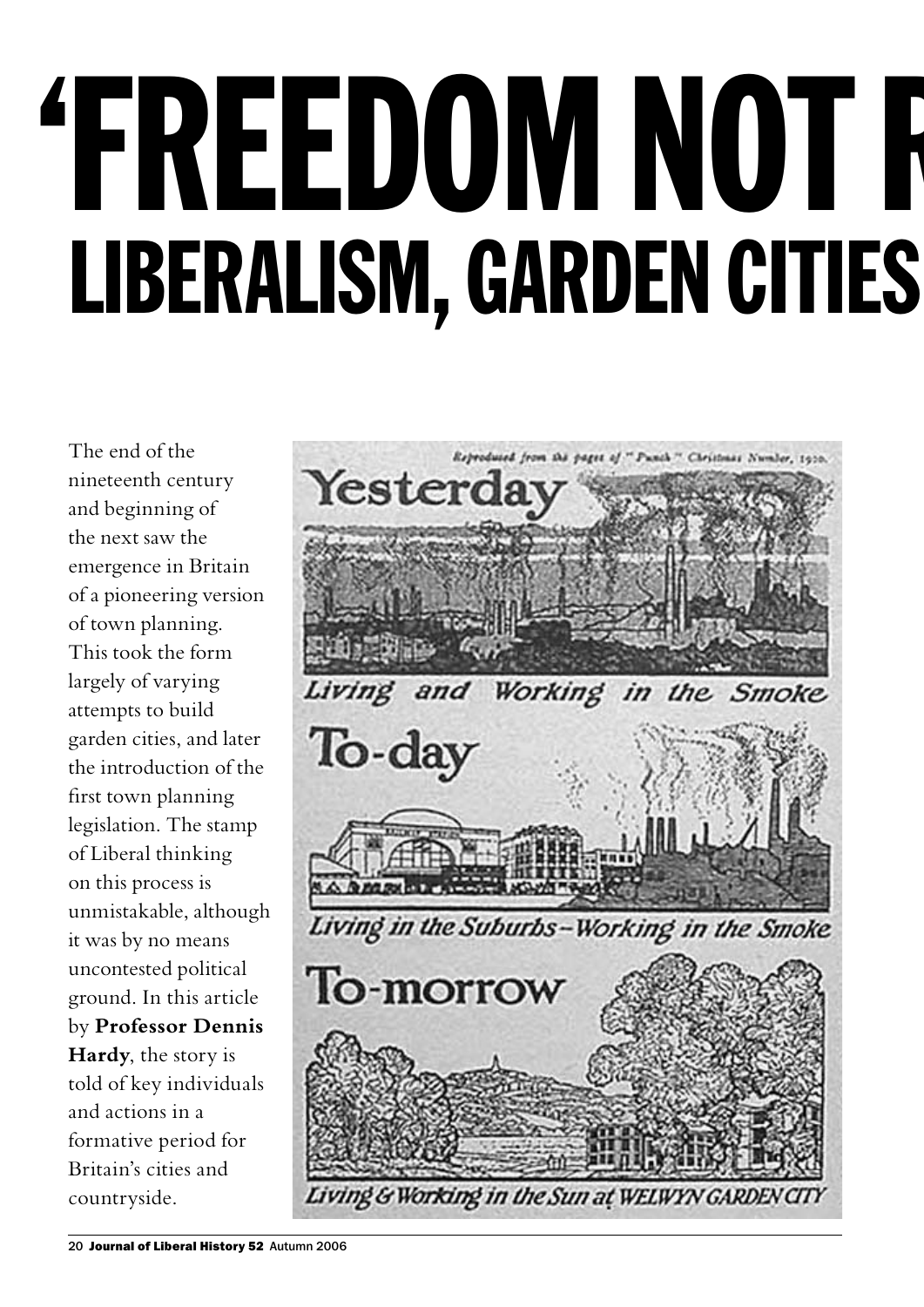# 'FREEDOM NOT R

## LIBERALISM, GARDEN CITIES

The end of the nineteenth century and beginning of the next saw the emergence in Britain of a pioneering version of town planning. This took the form largely of varying attempts to build garden cities, and later the introduction of the first town planning legislation. The stamp of Liberal thinking on this process is unmistakable, although it was by no means uncontested political ground. In this article by **Professor Dennis Hardy**, the story is told of key individuals and actions in a formative period for Britain's cities and countryside.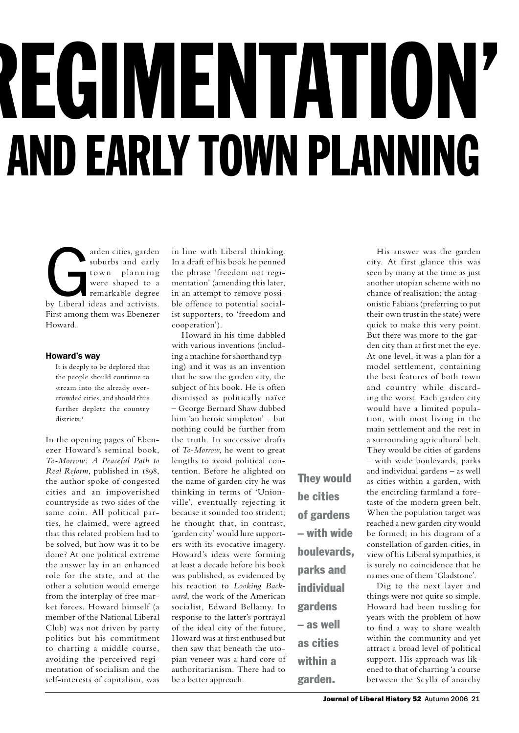# REGIMENTATION'
# AND EARLY TOWN PLANNING

Garden cities, garden suburbs and early town planning were shaped to a remarkable degree by Liberal ideas and activists. First among them was Ebenezer Howard.

## Howard's way

> It is deeply to be deplored that the people should continue to stream into the already over-crowded cities, and should thus further deplete the country districts.[1]

In the opening pages of Ebenezer Howard's seminal book, *To-Morrow: A Peaceful Path to Real Reform*, published in 1898, the author spoke of congested cities and an impoverished countryside as two sides of the same coin. All political parties, he claimed, were agreed that this related problem had to be solved, but how was it to be done? At one political extreme the answer lay in an enhanced role for the state, and at the other a solution would emerge from the interplay of free market forces. Howard himself (a member of the National Liberal Club) was not driven by party politics but his commitment to charting a middle course, avoiding the perceived regimentation of socialism and the self-interests of capitalism, was in line with Liberal thinking. In a draft of his book he penned the phrase 'freedom not regimentation' (amending this later, in an attempt to remove possible offence to potential socialist supporters, to 'freedom and cooperation').

Howard in his time dabbled with various inventions (including a machine for shorthand typing) and it was as an invention that he saw the garden city, the subject of his book. He is often dismissed as politically naïve – George Bernard Shaw dubbed him 'an heroic simpleton' – but nothing could be further from the truth. In successive drafts of *To-Morrow*, he went to great lengths to avoid political contention. Before he alighted on the name of garden city he was thinking in terms of 'Unionville', eventually rejecting it because it sounded too strident; he thought that, in contrast, 'garden city' would lure supporters with its evocative imagery. Howard's ideas were forming at least a decade before his book was published, as evidenced by his reaction to *Looking Backward*, the work of the American socialist, Edward Bellamy. In response to the latter's portrayal of the ideal city of the future, Howard was at first enthused but then saw that beneath the utopian veneer was a hard core of authoritarianism. There had to be a better approach.

**They would be cities of gardens – with wide boulevards, parks and individual gardens – as well as cities within a garden.**

His answer was the garden city. At first glance this was seen by many at the time as just another utopian scheme with no chance of realisation; the antagonistic Fabians (preferring to put their own trust in the state) were quick to make this very point. But there was more to the garden city than at first met the eye. At one level, it was a plan for a model settlement, containing the best features of both town and country while discarding the worst. Each garden city would have a limited population, with most living in the main settlement and the rest in a surrounding agricultural belt. They would be cities of gardens – with wide boulevards, parks and individual gardens – as well as cities within a garden, with the encircling farmland a foretaste of the modern green belt. When the population target was reached a new garden city would be formed; in his diagram of a constellation of garden cities, in view of his Liberal sympathies, it is surely no coincidence that he names one of them 'Gladstone'.

Dig to the next layer and things were not quite so simple. Howard had been tussling for years with the problem of how to find a way to share wealth within the community and yet attract a broad level of political support. His approach was likened to that of charting 'a course between the Scylla of anarchy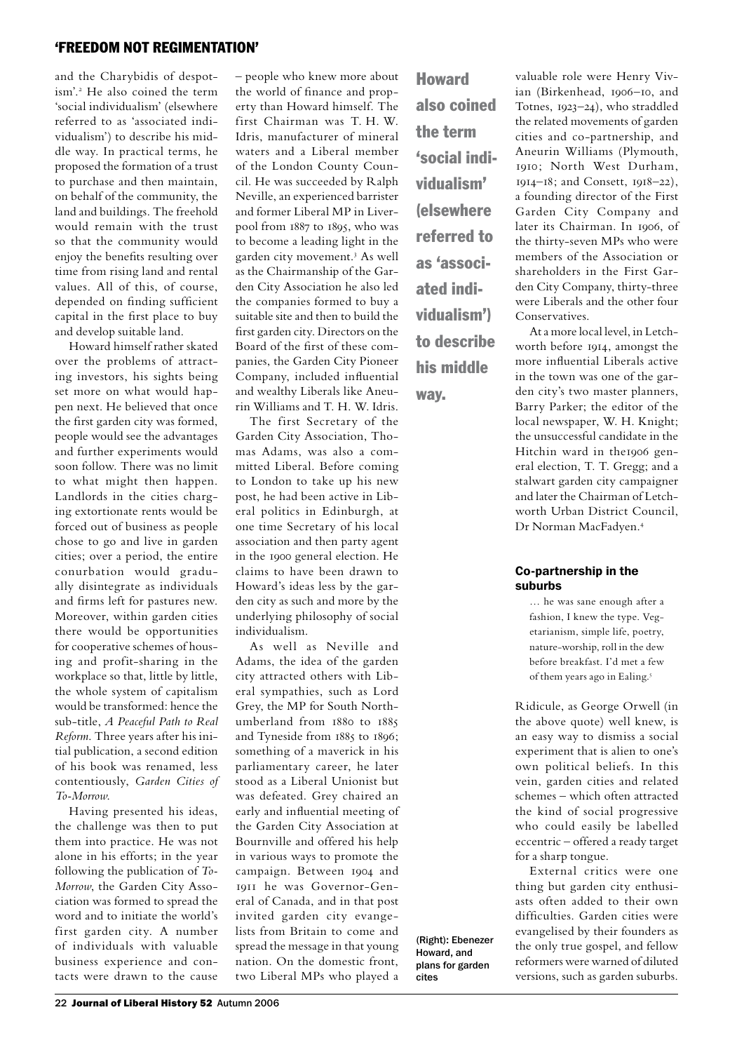and the Charybidis of despotism'.[2] He also coined the term 'social individualism' (elsewhere referred to as 'associated individualism') to describe his middle way. In practical terms, he proposed the formation of a trust to purchase and then maintain, on behalf of the community, the land and buildings. The freehold would remain with the trust so that the community would enjoy the benefits resulting over time from rising land and rental values. All of this, of course, depended on finding sufficient capital in the first place to buy and develop suitable land.

Howard himself rather skated over the problems of attracting investors, his sights being set more on what would happen next. He believed that once the first garden city was formed, people would see the advantages and further experiments would soon follow. There was no limit to what might then happen. Landlords in the cities charging extortionate rents would be forced out of business as people chose to go and live in garden cities; over a period, the entire conurbation would gradually disintegrate as individuals and firms left for pastures new. Moreover, within garden cities there would be opportunities for cooperative schemes of housing and profit-sharing in the workplace so that, little by little, the whole system of capitalism would be transformed: hence the sub-title, *A Peaceful Path to Real Reform*. Three years after his initial publication, a second edition of his book was renamed, less contentiously, *Garden Cities of To-Morrow*.

Having presented his ideas, the challenge was then to put them into practice. He was not alone in his efforts; in the year following the publication of *To-Morrow*, the Garden City Association was formed to spread the word and to initiate the world's first garden city. A number of individuals with valuable business experience and contacts were drawn to the cause – people who knew more about the world of finance and property than Howard himself. The first Chairman was T. H. W. Idris, manufacturer of mineral waters and a Liberal member of the London County Council. He was succeeded by Ralph Neville, an experienced barrister and former Liberal MP in Liverpool from 1887 to 1895, who was to become a leading light in the garden city movement.[3] As well as the Chairmanship of the Garden City Association he also led the companies formed to buy a suitable site and then to build the first garden city. Directors on the Board of the first of these companies, the Garden City Pioneer Company, included influential and wealthy Liberals like Aneurin Williams and T. H. W. Idris.

The first Secretary of the Garden City Association, Thomas Adams, was also a committed Liberal. Before coming to London to take up his new post, he had been active in Liberal politics in Edinburgh, at one time Secretary of his local association and then party agent in the 1900 general election. He claims to have been drawn to Howard's ideas less by the garden city as such and more by the underlying philosophy of social individualism.

As well as Neville and Adams, the idea of the garden city attracted others with Liberal sympathies, such as Lord Grey, the MP for South Northumberland from 1880 to 1885 and Tyneside from 1885 to 1896; something of a maverick in his parliamentary career, he later stood as a Liberal Unionist but was defeated. Grey chaired an early and influential meeting of the Garden City Association at Bournville and offered his help in various ways to promote the campaign. Between 1904 and 1911 he was Governor-General of Canada, and in that post invited garden city evangelists from Britain to come and spread the message in that young nation. On the domestic front, two Liberal MPs who played a valuable role were Henry Vivian (Birkenhead, 1906–10, and Totnes, 1923–24), who straddled the related movements of garden cities and co-partnership, and Aneurin Williams (Plymouth, 1910; North West Durham, 1914–18; and Consett, 1918–22), a founding director of the First Garden City Company and later its Chairman. In 1906, of the thirty-seven MPs who were members of the Association or shareholders in the First Garden City Company, thirty-three were Liberals and the other four Conservatives.

**Howard also coined the term 'social individualism' (elsewhere referred to as 'associated individualism') to describe his middle way.**

(Right): Ebenezer Howard, and plans for garden cites

At a more local level, in Letchworth before 1914, amongst the more influential Liberals active in the town was one of the garden city's two master planners, Barry Parker; the editor of the local newspaper, W. H. Knight; the unsuccessful candidate in the Hitchin ward in the1906 general election, T. T. Gregg; and a stalwart garden city campaigner and later the Chairman of Letchworth Urban District Council, Dr Norman MacFadyen.[4]

### Co-partnership in the suburbs

> … he was sane enough after a fashion, I knew the type. Vegetarianism, simple life, poetry, nature-worship, roll in the dew before breakfast. I'd met a few of them years ago in Ealing.[5]

Ridicule, as George Orwell (in the above quote) well knew, is an easy way to dismiss a social experiment that is alien to one's own political beliefs. In this vein, garden cities and related schemes – which often attracted the kind of social progressive who could easily be labelled eccentric – offered a ready target for a sharp tongue.

External critics were one thing but garden city enthusiasts often added to their own difficulties. Garden cities were evangelised by their founders as the only true gospel, and fellow reformers were warned of diluted versions, such as garden suburbs.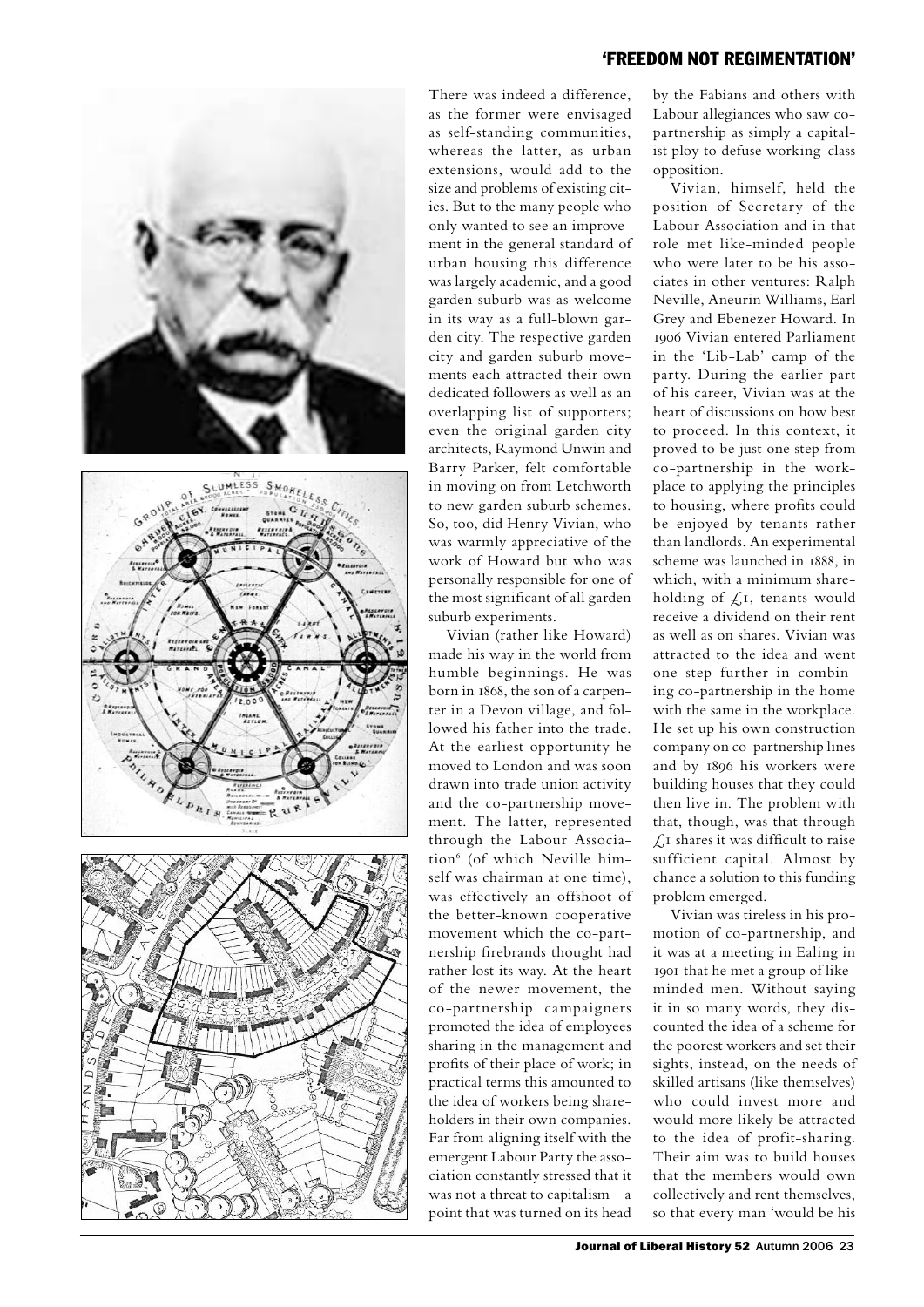There was indeed a difference, as the former were envisaged as self-standing communities, whereas the latter, as urban extensions, would add to the size and problems of existing cities. But to the many people who only wanted to see an improvement in the general standard of urban housing this difference was largely academic, and a good garden suburb was as welcome in its way as a full-blown garden city. The respective garden city and garden suburb movements each attracted their own dedicated followers as well as an overlapping list of supporters; even the original garden city architects, Raymond Unwin and Barry Parker, felt comfortable in moving on from Letchworth to new garden suburb schemes. So, too, did Henry Vivian, who was warmly appreciative of the work of Howard but who was personally responsible for one of the most significant of all garden suburb experiments.

Vivian (rather like Howard) made his way in the world from humble beginnings. He was born in 1868, the son of a carpenter in a Devon village, and followed his father into the trade. At the earliest opportunity he moved to London and was soon drawn into trade union activity and the co-partnership movement. The latter, represented through the Labour Association[6] (of which Neville himself was chairman at one time), was effectively an offshoot of the better-known cooperative movement which the co-partnership firebrands thought had rather lost its way. At the heart of the newer movement, the co-partnership campaigners promoted the idea of employees sharing in the management and profits of their place of work; in practical terms this amounted to the idea of workers being shareholders in their own companies. Far from aligning itself with the emergent Labour Party the association constantly stressed that it was not a threat to capitalism – a point that was turned on its head by the Fabians and others with Labour allegiances who saw co-partnership as simply a capitalist ploy to defuse working-class opposition.

Vivian, himself, held the position of Secretary of the Labour Association and in that role met like-minded people who were later to be his associates in other ventures: Ralph Neville, Aneurin Williams, Earl Grey and Ebenezer Howard. In 1906 Vivian entered Parliament in the 'Lib-Lab' camp of the party. During the earlier part of his career, Vivian was at the heart of discussions on how best to proceed. In this context, it proved to be just one step from co-partnership in the workplace to applying the principles to housing, where profits could be enjoyed by tenants rather than landlords. An experimental scheme was launched in 1888, in which, with a minimum shareholding of £1, tenants would receive a dividend on their rent as well as on shares. Vivian was attracted to the idea and went one step further in combining co-partnership in the home with the same in the workplace. He set up his own construction company on co-partnership lines and by 1896 his workers were building houses that they could then live in. The problem with that, though, was that through £1 shares it was difficult to raise sufficient capital. Almost by chance a solution to this funding problem emerged.

Vivian was tireless in his promotion of co-partnership, and it was at a meeting in Ealing in 1901 that he met a group of like-minded men. Without saying it in so many words, they discounted the idea of a scheme for the poorest workers and set their sights, instead, on the needs of skilled artisans (like themselves) who could invest more and would more likely be attracted to the idea of profit-sharing. Their aim was to build houses that the members would own collectively and rent themselves, so that every man 'would be his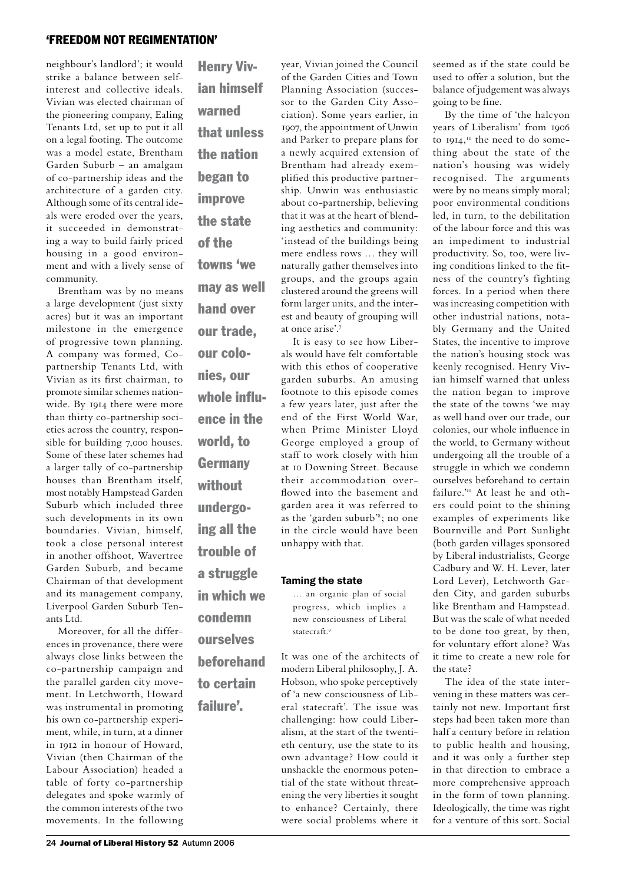neighbour's landlord'; it would strike a balance between self-interest and collective ideals. Vivian was elected chairman of the pioneering company, Ealing Tenants Ltd, set up to put it all on a legal footing. The outcome was a model estate, Brentham Garden Suburb – an amalgam of co-partnership ideas and the architecture of a garden city. Although some of its central ideals were eroded over the years, it succeeded in demonstrating a way to build fairly priced housing in a good environment and with a lively sense of community.

Brentham was by no means a large development (just sixty acres) but it was an important milestone in the emergence of progressive town planning. A company was formed, Co-partnership Tenants Ltd, with Vivian as its first chairman, to promote similar schemes nationwide. By 1914 there were more than thirty co-partnership societies across the country, responsible for building 7,000 houses. Some of these later schemes had a larger tally of co-partnership houses than Brentham itself, most notably Hampstead Garden Suburb which included three such developments in its own boundaries. Vivian, himself, took a close personal interest in another offshoot, Wavertree Garden Suburb, and became Chairman of that development and its management company, Liverpool Garden Suburb Tenants Ltd.

Moreover, for all the differences in provenance, there were always close links between the co-partnership campaign and the parallel garden city movement. In Letchworth, Howard was instrumental in promoting his own co-partnership experiment, while, in turn, at a dinner in 1912 in honour of Howard, Vivian (then Chairman of the Labour Association) headed a table of forty co-partnership delegates and spoke warmly of the common interests of the two movements. In the following year, Vivian joined the Council of the Garden Cities and Town Planning Association (successor to the Garden City Association). Some years earlier, in 1907, the appointment of Unwin and Parker to prepare plans for a newly acquired extension of Brentham had already exemplified this productive partnership. Unwin was enthusiastic about co-partnership, believing that it was at the heart of blending aesthetics and community: 'instead of the buildings being mere endless rows … they will naturally gather themselves into groups, and the groups again clustered around the greens will form larger units, and the interest and beauty of grouping will at once arise'.[7]

**Henry Vivian himself warned that unless the nation began to improve the state of the towns 'we may as well hand over our trade, our colonies, our whole influence in the world, to Germany without undergoing all the trouble of a struggle in which we condemn ourselves beforehand to certain failure'.**

It is easy to see how Liberals would have felt comfortable with this ethos of cooperative garden suburbs. An amusing footnote to this episode comes a few years later, just after the end of the First World War, when Prime Minister Lloyd George employed a group of staff to work closely with him at 10 Downing Street. Because their accommodation overflowed into the basement and garden area it was referred to as the 'garden suburb'[8]; no one in the circle would have been unhappy with that.

### Taming the state

> … an organic plan of social progress, which implies a new consciousness of Liberal statecraft.[9]

It was one of the architects of modern Liberal philosophy, J. A. Hobson, who spoke perceptively of 'a new consciousness of Liberal statecraft'. The issue was challenging: how could Liberalism, at the start of the twentieth century, use the state to its own advantage? How could it unshackle the enormous potential of the state without threatening the very liberties it sought to enhance? Certainly, there were social problems where it seemed as if the state could be used to offer a solution, but the balance of judgement was always going to be fine.

By the time of 'the halcyon years of Liberalism' from 1906 to 1914,[10] the need to do something about the state of the nation's housing was widely recognised. The arguments were by no means simply moral; poor environmental conditions led, in turn, to the debilitation of the labour force and this was an impediment to industrial productivity. So, too, were living conditions linked to the fitness of the country's fighting forces. In a period when there was increasing competition with other industrial nations, notably Germany and the United States, the incentive to improve the nation's housing stock was keenly recognised. Henry Vivian himself warned that unless the nation began to improve the state of the towns 'we may as well hand over our trade, our colonies, our whole influence in the world, to Germany without undergoing all the trouble of a struggle in which we condemn ourselves beforehand to certain failure.'[11] At least he and others could point to the shining examples of experiments like Bournville and Port Sunlight (both garden villages sponsored by Liberal industrialists, George Cadbury and W. H. Lever, later Lord Lever), Letchworth Garden City, and garden suburbs like Brentham and Hampstead. But was the scale of what needed to be done too great, by then, for voluntary effort alone? Was it time to create a new role for the state?

The idea of the state intervening in these matters was certainly not new. Important first steps had been taken more than half a century before in relation to public health and housing, and it was only a further step in that direction to embrace a more comprehensive approach in the form of town planning. Ideologically, the time was right for a venture of this sort. Social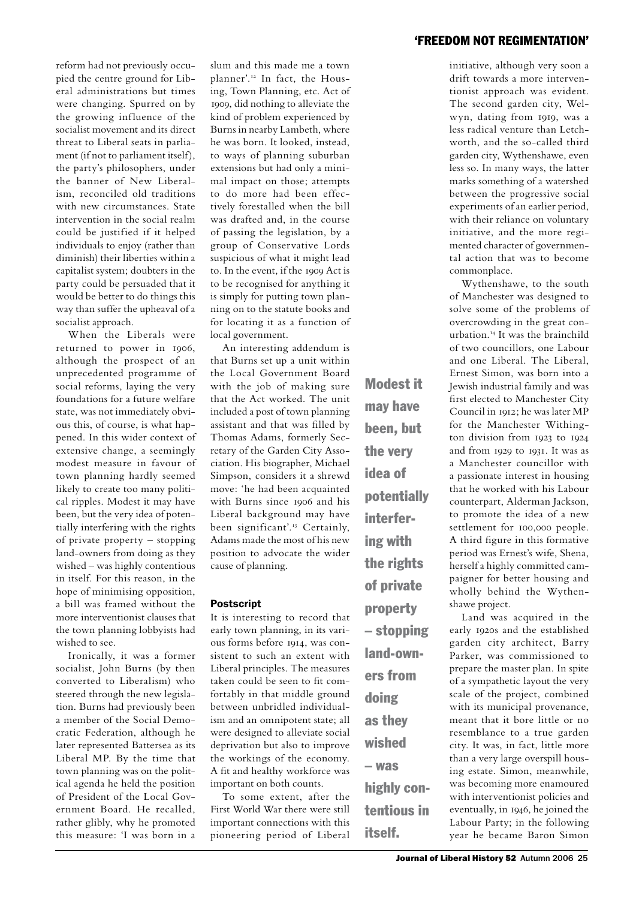reform had not previously occupied the centre ground for Liberal administrations but times were changing. Spurred on by the growing influence of the socialist movement and its direct threat to Liberal seats in parliament (if not to parliament itself), the party's philosophers, under the banner of New Liberalism, reconciled old traditions with new circumstances. State intervention in the social realm could be justified if it helped individuals to enjoy (rather than diminish) their liberties within a capitalist system; doubters in the party could be persuaded that it would be better to do things this way than suffer the upheaval of a socialist approach.

When the Liberals were returned to power in 1906, although the prospect of an unprecedented programme of social reforms, laying the very foundations for a future welfare state, was not immediately obvious this, of course, is what happened. In this wider context of extensive change, a seemingly modest measure in favour of town planning hardly seemed likely to create too many political ripples. Modest it may have been, but the very idea of potentially interfering with the rights of private property – stopping land-owners from doing as they wished – was highly contentious in itself. For this reason, in the hope of minimising opposition, a bill was framed without the more interventionist clauses that the town planning lobbyists had wished to see.

Ironically, it was a former socialist, John Burns (by then converted to Liberalism) who steered through the new legislation. Burns had previously been a member of the Social Democratic Federation, although he later represented Battersea as its Liberal MP. By the time that town planning was on the political agenda he held the position of President of the Local Government Board. He recalled, rather glibly, why he promoted this measure: 'I was born in a slum and this made me a town planner'.[12] In fact, the Housing, Town Planning, etc. Act of 1909, did nothing to alleviate the kind of problem experienced by Burns in nearby Lambeth, where he was born. It looked, instead, to ways of planning suburban extensions but had only a minimal impact on those; attempts to do more had been effectively forestalled when the bill was drafted and, in the course of passing the legislation, by a group of Conservative Lords suspicious of what it might lead to. In the event, if the 1909 Act is to be recognised for anything it is simply for putting town planning on to the statute books and for locating it as a function of local government.

An interesting addendum is that Burns set up a unit within the Local Government Board with the job of making sure that the Act worked. The unit included a post of town planning assistant and that was filled by Thomas Adams, formerly Secretary of the Garden City Association. His biographer, Michael Simpson, considers it a shrewd move: 'he had been acquainted with Burns since 1906 and his Liberal background may have been significant'.[13] Certainly, Adams made the most of his new position to advocate the wider cause of planning.

**Modest it may have been, but the very idea of potentially interfering with the rights of private property – stopping land-owners from doing as they wished – was highly contentious in itself.**

### Postscript

It is interesting to record that early town planning, in its various forms before 1914, was consistent to such an extent with Liberal principles. The measures taken could be seen to fit comfortably in that middle ground between unbridled individualism and an omnipotent state; all were designed to alleviate social deprivation but also to improve the workings of the economy. A fit and healthy workforce was important on both counts.

To some extent, after the First World War there were still important connections with this pioneering period of Liberal initiative, although very soon a drift towards a more interventionist approach was evident. The second garden city, Welwyn, dating from 1919, was a less radical venture than Letchworth, and the so-called third garden city, Wythenshawe, even less so. In many ways, the latter marks something of a watershed between the progressive social experiments of an earlier period, with their reliance on voluntary initiative, and the more regimented character of governmental action that was to become commonplace.

Wythenshawe, to the south of Manchester was designed to solve some of the problems of overcrowding in the great conurbation.[14] It was the brainchild of two councillors, one Labour and one Liberal. The Liberal, Ernest Simon, was born into a Jewish industrial family and was first elected to Manchester City Council in 1912; he was later MP for the Manchester Withington division from 1923 to 1924 and from 1929 to 1931. It was as a Manchester councillor with a passionate interest in housing that he worked with his Labour counterpart, Alderman Jackson, to promote the idea of a new settlement for 100,000 people. A third figure in this formative period was Ernest's wife, Shena, herself a highly committed campaigner for better housing and wholly behind the Wythenshawe project.

Land was acquired in the early 1920s and the established garden city architect, Barry Parker, was commissioned to prepare the master plan. In spite of a sympathetic layout the very scale of the project, combined with its municipal provenance, meant that it bore little or no resemblance to a true garden city. It was, in fact, little more than a very large overspill housing estate. Simon, meanwhile, was becoming more enamoured with interventionist policies and eventually, in 1946, he joined the Labour Party; in the following year he became Baron Simon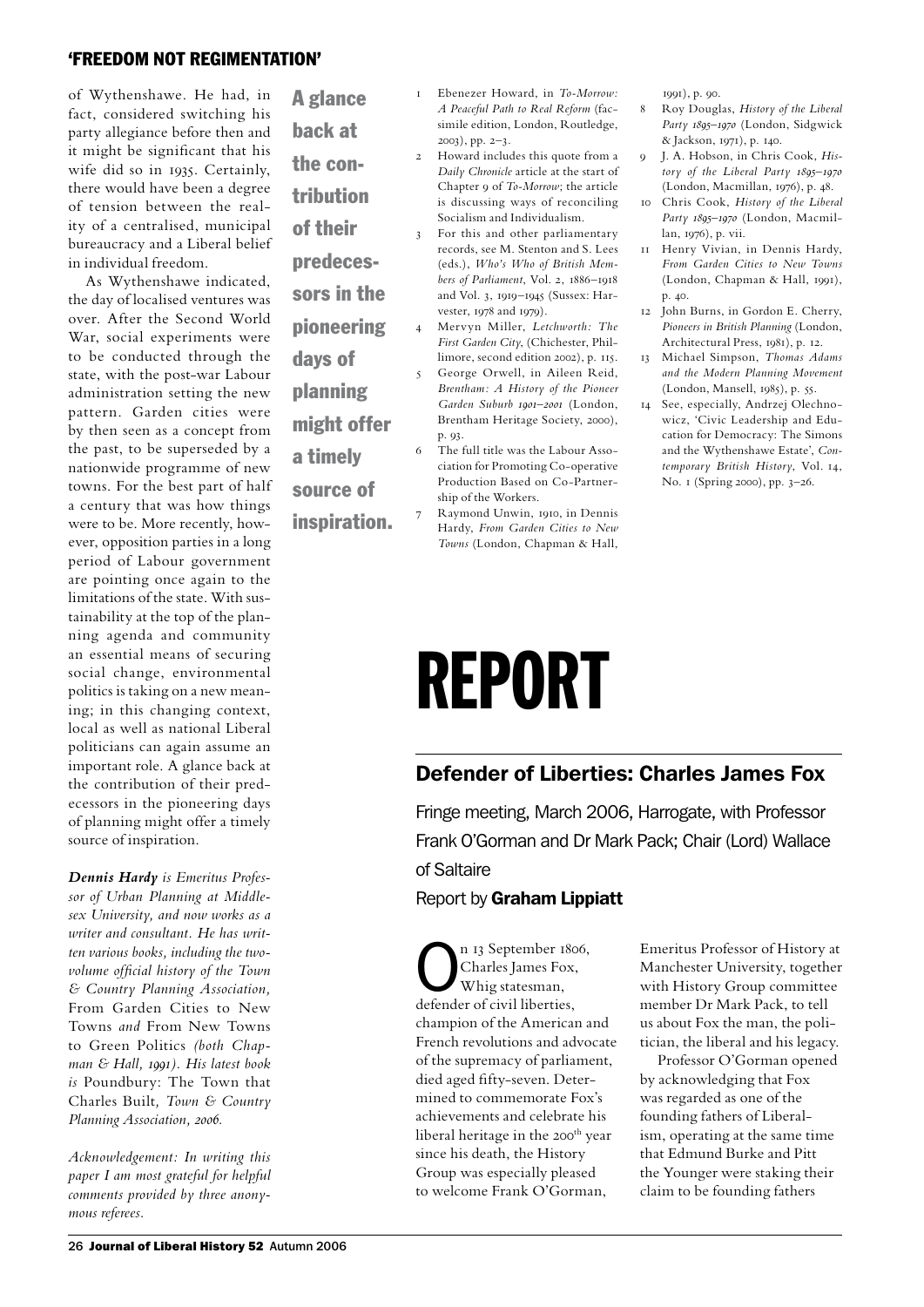of Wythenshawe. He had, in fact, considered switching his party allegiance before then and it might be significant that his wife did so in 1935. Certainly, there would have been a degree of tension between the reality of a centralised, municipal bureaucracy and a Liberal belief in individual freedom.

As Wythenshawe indicated, the day of localised ventures was over. After the Second World War, social experiments were to be conducted through the state, with the post-war Labour administration setting the new pattern. Garden cities were by then seen as a concept from the past, to be superseded by a nationwide programme of new towns. For the best part of half a century that was how things were to be. More recently, however, opposition parties in a long period of Labour government are pointing once again to the limitations of the state. With sustainability at the top of the planning agenda and community an essential means of securing social change, environmental politics is taking on a new meaning; in this changing context, local as well as national Liberal politicians can again assume an important role. A glance back at the contribution of their predecessors in the pioneering days of planning might offer a timely source of inspiration.

**A glance back at the contribution of their predecessors in the pioneering days of planning might offer a timely source of inspiration.**

***Dennis Hardy*** *is Emeritus Professor of Urban Planning at Middlesex University, and now works as a writer and consultant. He has written various books, including the two-volume official history of the Town & Country Planning Association,* From Garden Cities to New Towns *and* From New Towns to Green Politics *(both Chapman & Hall, 1991). His latest book is* Poundbury: The Town that Charles Built*, Town & Country Planning Association, 2006.*

*Acknowledgement: In writing this paper I am most grateful for helpful comments provided by three anonymous referees.*

1. Ebenezer Howard, in *To-Morrow: A Peaceful Path to Real Reform* (facsimile edition, London, Routledge, 2003), pp. 2–3.
2. Howard includes this quote from a *Daily Chronicle* article at the start of Chapter 9 of *To-Morrow*; the article is discussing ways of reconciling Socialism and Individualism.
3. For this and other parliamentary records, see M. Stenton and S. Lees (eds.), *Who's Who of British Members of Parliament*, Vol. 2, 1886–1918 and Vol. 3, 1919–1945 (Sussex: Harvester, 1978 and 1979).
4. Mervyn Miller, *Letchworth: The First Garden City*, (Chichester, Phillimore, second edition 2002), p. 115.
5. George Orwell, in Aileen Reid, *Brentham: A History of the Pioneer Garden Suburb 1901–2001* (London, Brentham Heritage Society, 2000), p. 93.
6. The full title was the Labour Association for Promoting Co-operative Production Based on Co-Partnership of the Workers.
7. Raymond Unwin, 1910, in Dennis Hardy, *From Garden Cities to New Towns* (London, Chapman & Hall, 1991), p. 90.
8. Roy Douglas, *History of the Liberal Party 1895–1970* (London, Sidgwick & Jackson, 1971), p. 140.
9. J. A. Hobson, in Chris Cook, *History of the Liberal Party 1895–1970* (London, Macmillan, 1976), p. 48.
10. Chris Cook, *History of the Liberal Party 1895–1970* (London, Macmillan, 1976), p. vii.
11. Henry Vivian, in Dennis Hardy, *From Garden Cities to New Towns* (London, Chapman & Hall, 1991), p. 40.
12. John Burns, in Gordon E. Cherry, *Pioneers in British Planning* (London, Architectural Press, 1981), p. 12.
13. Michael Simpson, *Thomas Adams and the Modern Planning Movement* (London, Mansell, 1985), p. 55.
14. See, especially, Andrzej Olechnowicz, 'Civic Leadership and Education for Democracy: The Simons and the Wythenshawe Estate', *Contemporary British History*, Vol. 14, No. 1 (Spring 2000), pp. 3–26.

# REPORT

## Defender of Liberties: Charles James Fox

Fringe meeting, March 2006, Harrogate, with Professor Frank O'Gorman and Dr Mark Pack; Chair (Lord) Wallace of Saltaire

Report by **Graham Lippiatt**

On 13 September 1806, Charles James Fox, Whig statesman, defender of civil liberties, champion of the American and French revolutions and advocate of the supremacy of parliament, died aged fifty-seven. Determined to commemorate Fox's achievements and celebrate his liberal heritage in the 200th year since his death, the History Group was especially pleased to welcome Frank O'Gorman, Emeritus Professor of History at Manchester University, together with History Group committee member Dr Mark Pack, to tell us about Fox the man, the politician, the liberal and his legacy.

Professor O'Gorman opened by acknowledging that Fox was regarded as one of the founding fathers of Liberalism, operating at the same time that Edmund Burke and Pitt the Younger were staking their claim to be founding fathers